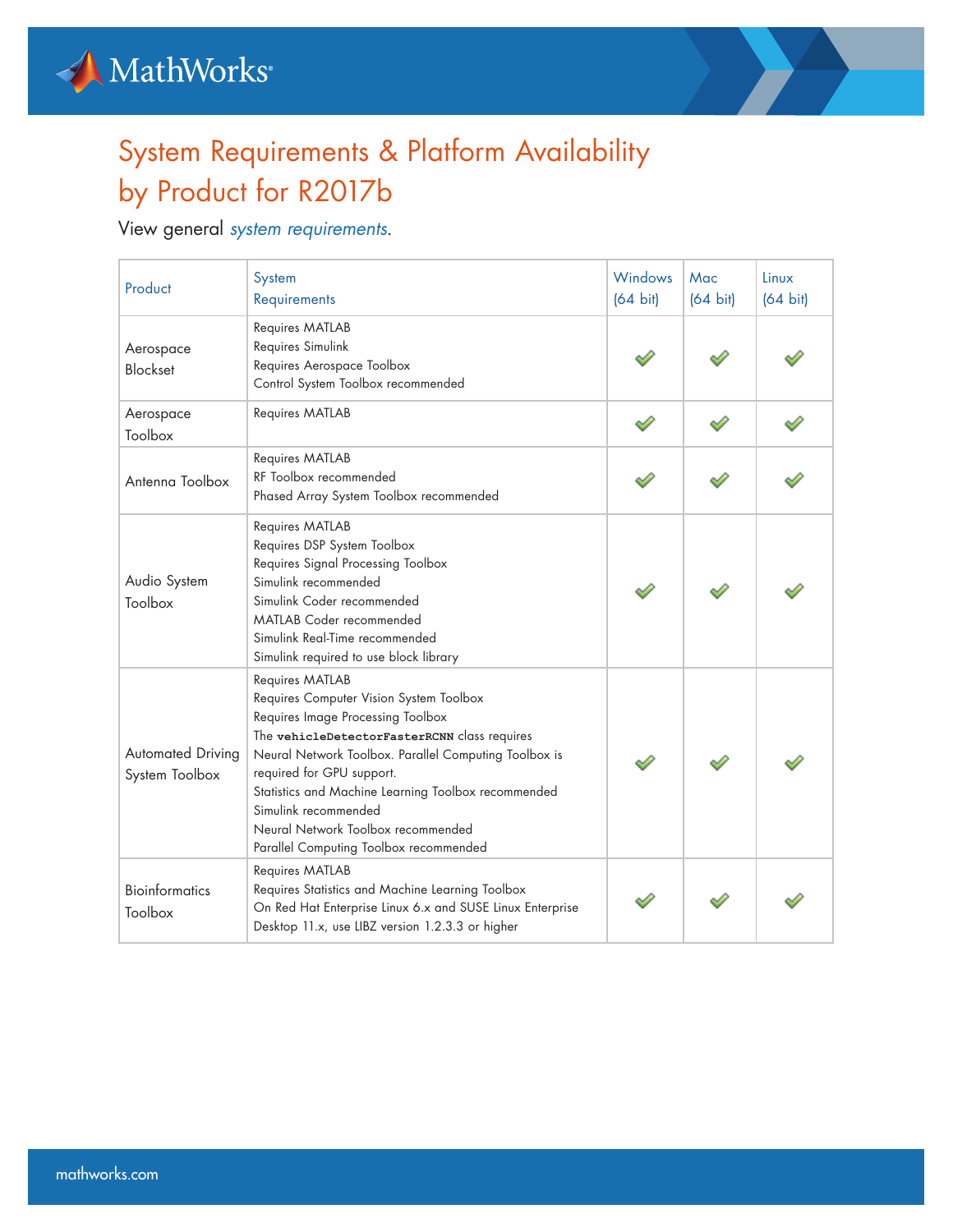# System Requirements & Platform Availability by Product for R2017b

View general *system requirements*.

| Product | System Requirements | Windows (64 bit) | Mac (64 bit) | Linux (64 bit) |
|---|---|---|---|---|
| Aerospace Blockset | Requires MATLAB<br>Requires Simulink<br>Requires Aerospace Toolbox<br>Control System Toolbox recommended | ✔ | ✔ | ✔ |
| Aerospace Toolbox | Requires MATLAB | ✔ | ✔ | ✔ |
| Antenna Toolbox | Requires MATLAB<br>RF Toolbox recommended<br>Phased Array System Toolbox recommended | ✔ | ✔ | ✔ |
| Audio System Toolbox | Requires MATLAB<br>Requires DSP System Toolbox<br>Requires Signal Processing Toolbox<br>Simulink recommended<br>Simulink Coder recommended<br>MATLAB Coder recommended<br>Simulink Real-Time recommended<br>Simulink required to use block library | ✔ | ✔ | ✔ |
| Automated Driving System Toolbox | Requires MATLAB<br>Requires Computer Vision System Toolbox<br>Requires Image Processing Toolbox<br>The `vehicleDetectorFasterRCNN` class requires Neural Network Toolbox. Parallel Computing Toolbox is required for GPU support.<br>Statistics and Machine Learning Toolbox recommended<br>Simulink recommended<br>Neural Network Toolbox recommended<br>Parallel Computing Toolbox recommended | ✔ | ✔ | ✔ |
| Bioinformatics Toolbox | Requires MATLAB<br>Requires Statistics and Machine Learning Toolbox<br>On Red Hat Enterprise Linux 6.x and SUSE Linux Enterprise Desktop 11.x, use LIBZ version 1.2.3.3 or higher | ✔ | ✔ | ✔ |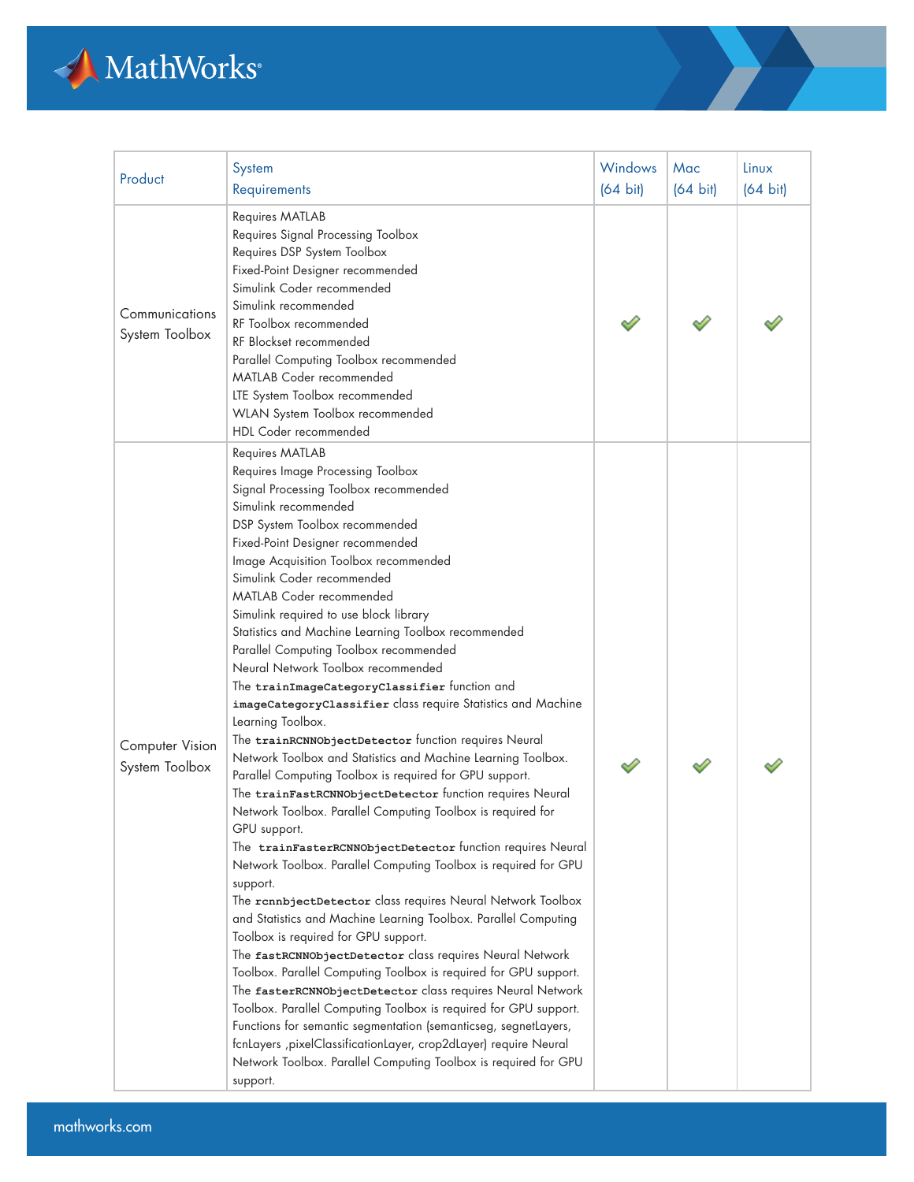| Product | System Requirements | Windows (64 bit) | Mac (64 bit) | Linux (64 bit) |
|---|---|---|---|---|
| Communications System Toolbox | Requires MATLAB<br>Requires Signal Processing Toolbox<br>Requires DSP System Toolbox<br>Fixed-Point Designer recommended<br>Simulink Coder recommended<br>Simulink recommended<br>RF Toolbox recommended<br>RF Blockset recommended<br>Parallel Computing Toolbox recommended<br>MATLAB Coder recommended<br>LTE System Toolbox recommended<br>WLAN System Toolbox recommended<br>HDL Coder recommended | ✓ | ✓ | ✓ |
| Computer Vision System Toolbox | Requires MATLAB<br>Requires Image Processing Toolbox<br>Signal Processing Toolbox recommended<br>Simulink recommended<br>DSP System Toolbox recommended<br>Fixed-Point Designer recommended<br>Image Acquisition Toolbox recommended<br>Simulink Coder recommended<br>MATLAB Coder recommended<br>Simulink required to use block library<br>Statistics and Machine Learning Toolbox recommended<br>Parallel Computing Toolbox recommended<br>Neural Network Toolbox recommended<br>The `trainImageCategoryClassifier` function and `imageCategoryClassifier` class require Statistics and Machine Learning Toolbox.<br>The `trainRCNNObjectDetector` function requires Neural Network Toolbox and Statistics and Machine Learning Toolbox. Parallel Computing Toolbox is required for GPU support.<br>The `trainFastRCNNObjectDetector` function requires Neural Network Toolbox. Parallel Computing Toolbox is required for GPU support.<br>The `trainFasterRCNNObjectDetector` function requires Neural Network Toolbox. Parallel Computing Toolbox is required for GPU support.<br>The `rcnnbjectDetector` class requires Neural Network Toolbox and Statistics and Machine Learning Toolbox. Parallel Computing Toolbox is required for GPU support.<br>The `fastRCNNObjectDetector` class requires Neural Network Toolbox. Parallel Computing Toolbox is required for GPU support.<br>The `fasterRCNNObjectDetector` class requires Neural Network Toolbox. Parallel Computing Toolbox is required for GPU support.<br>Functions for semantic segmentation (semanticseg, segnetLayers, fcnLayers ,pixelClassificationLayer, crop2dLayer) require Neural Network Toolbox. Parallel Computing Toolbox is required for GPU support. | ✓ | ✓ | ✓ |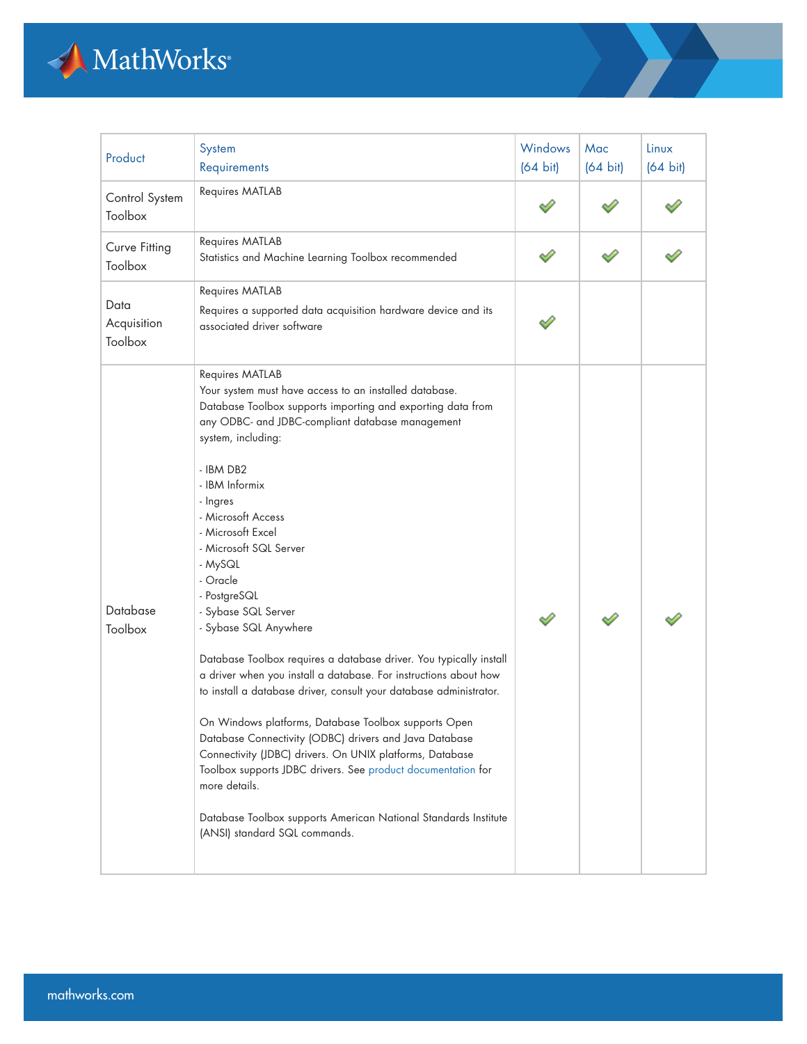| Product | System Requirements | Windows (64 bit) | Mac (64 bit) | Linux (64 bit) |
|---|---|---|---|---|
| Control System Toolbox | Requires MATLAB | ✔ | ✔ | ✔ |
| Curve Fitting Toolbox | Requires MATLAB<br>Statistics and Machine Learning Toolbox recommended | ✔ | ✔ | ✔ |
| Data Acquisition Toolbox | Requires MATLAB<br>Requires a supported data acquisition hardware device and its associated driver software | ✔ | | |
| Database Toolbox | Requires MATLAB<br>Your system must have access to an installed database. Database Toolbox supports importing and exporting data from any ODBC- and JDBC-compliant database management system, including:<br><br>- IBM DB2<br>- IBM Informix<br>- Ingres<br>- Microsoft Access<br>- Microsoft Excel<br>- Microsoft SQL Server<br>- MySQL<br>- Oracle<br>- PostgreSQL<br>- Sybase SQL Server<br>- Sybase SQL Anywhere<br><br>Database Toolbox requires a database driver. You typically install a driver when you install a database. For instructions about how to install a database driver, consult your database administrator.<br><br>On Windows platforms, Database Toolbox supports Open Database Connectivity (ODBC) drivers and Java Database Connectivity (JDBC) drivers. On UNIX platforms, Database Toolbox supports JDBC drivers. See product documentation for more details.<br><br>Database Toolbox supports American National Standards Institute (ANSI) standard SQL commands. | ✔ | ✔ | ✔ |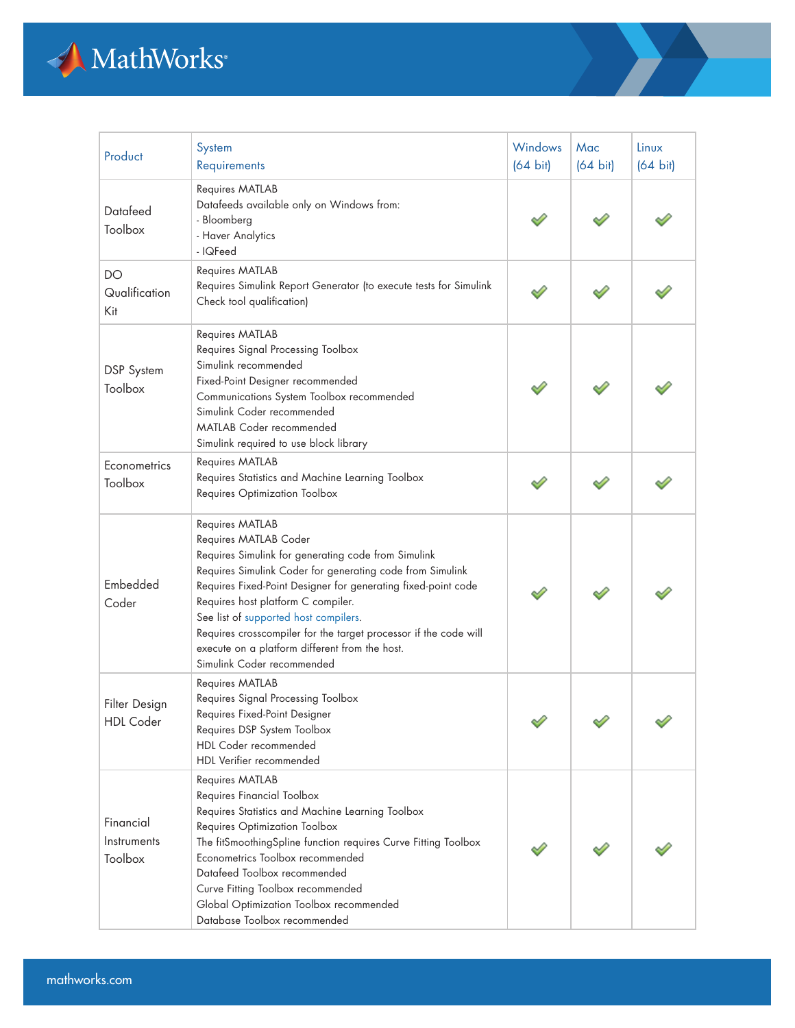| Product | System Requirements | Windows (64 bit) | Mac (64 bit) | Linux (64 bit) |
|---|---|---|---|---|
| Datafeed Toolbox | Requires MATLAB<br>Datafeeds available only on Windows from:<br>- Bloomberg<br>- Haver Analytics<br>- IQFeed | ✔ | ✔ | ✔ |
| DO Qualification Kit | Requires MATLAB<br>Requires Simulink Report Generator (to execute tests for Simulink Check tool qualification) | ✔ | ✔ | ✔ |
| DSP System Toolbox | Requires MATLAB<br>Requires Signal Processing Toolbox<br>Simulink recommended<br>Fixed-Point Designer recommended<br>Communications System Toolbox recommended<br>Simulink Coder recommended<br>MATLAB Coder recommended<br>Simulink required to use block library | ✔ | ✔ | ✔ |
| Econometrics Toolbox | Requires MATLAB<br>Requires Statistics and Machine Learning Toolbox<br>Requires Optimization Toolbox | ✔ | ✔ | ✔ |
| Embedded Coder | Requires MATLAB<br>Requires MATLAB Coder<br>Requires Simulink for generating code from Simulink<br>Requires Simulink Coder for generating code from Simulink<br>Requires Fixed-Point Designer for generating fixed-point code<br>Requires host platform C compiler.<br>See list of supported host compilers.<br>Requires crosscompiler for the target processor if the code will execute on a platform different from the host.<br>Simulink Coder recommended | ✔ | ✔ | ✔ |
| Filter Design HDL Coder | Requires MATLAB<br>Requires Signal Processing Toolbox<br>Requires Fixed-Point Designer<br>Requires DSP System Toolbox<br>HDL Coder recommended<br>HDL Verifier recommended | ✔ | ✔ | ✔ |
| Financial Instruments Toolbox | Requires MATLAB<br>Requires Financial Toolbox<br>Requires Statistics and Machine Learning Toolbox<br>Requires Optimization Toolbox<br>The fitSmoothingSpline function requires Curve Fitting Toolbox<br>Econometrics Toolbox recommended<br>Datafeed Toolbox recommended<br>Curve Fitting Toolbox recommended<br>Global Optimization Toolbox recommended<br>Database Toolbox recommended | ✔ | ✔ | ✔ |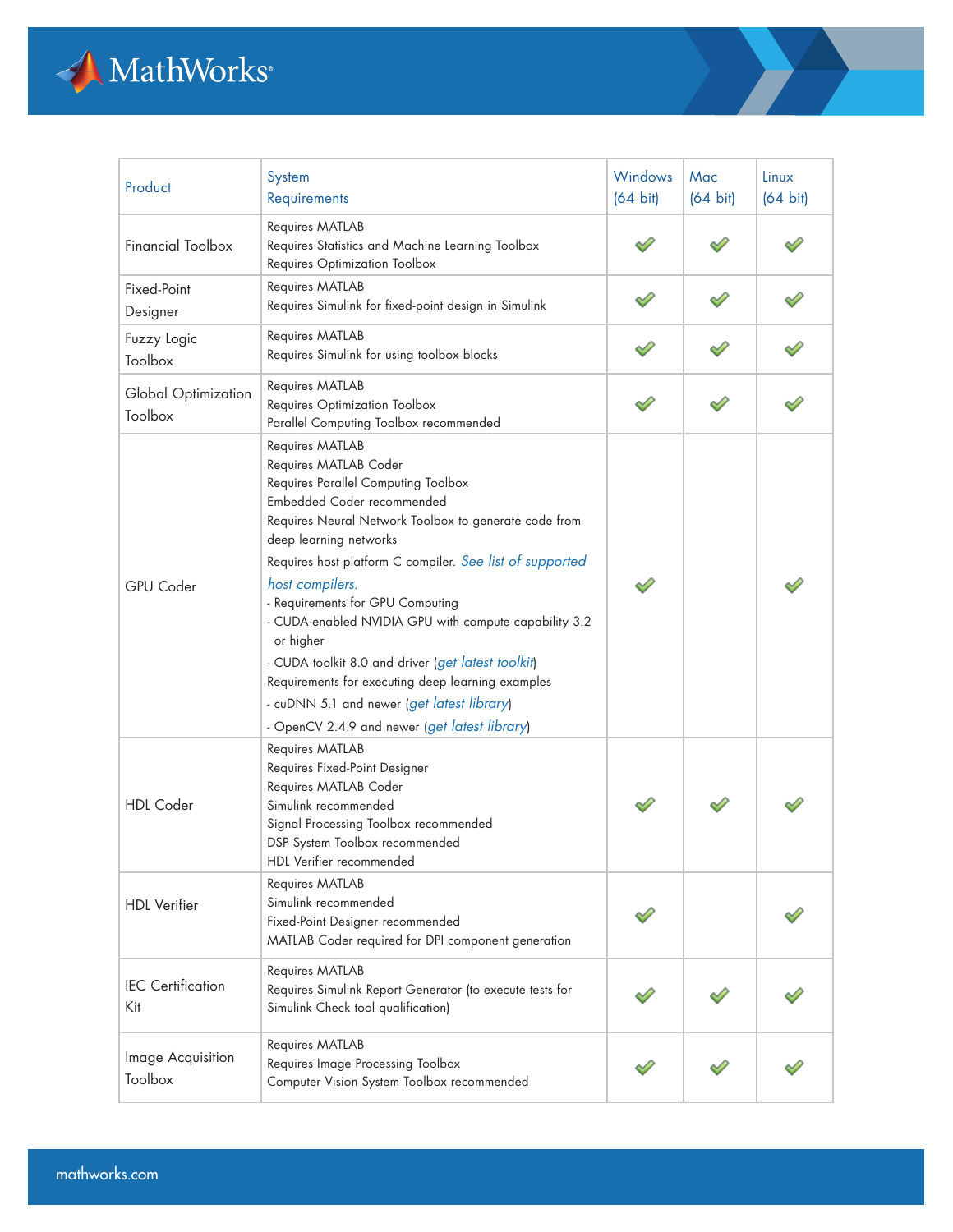| Product | System Requirements | Windows (64 bit) | Mac (64 bit) | Linux (64 bit) |
|---|---|---|---|---|
| Financial Toolbox | Requires MATLAB<br>Requires Statistics and Machine Learning Toolbox<br>Requires Optimization Toolbox | ✔ | ✔ | ✔ |
| Fixed-Point Designer | Requires MATLAB<br>Requires Simulink for fixed-point design in Simulink | ✔ | ✔ | ✔ |
| Fuzzy Logic Toolbox | Requires MATLAB<br>Requires Simulink for using toolbox blocks | ✔ | ✔ | ✔ |
| Global Optimization Toolbox | Requires MATLAB<br>Requires Optimization Toolbox<br>Parallel Computing Toolbox recommended | ✔ | ✔ | ✔ |
| GPU Coder | Requires MATLAB<br>Requires MATLAB Coder<br>Requires Parallel Computing Toolbox<br>Embedded Coder recommended<br>Requires Neural Network Toolbox to generate code from deep learning networks<br>Requires host platform C compiler. *See list of supported host compilers.*<br>- Requirements for GPU Computing<br>- CUDA-enabled NVIDIA GPU with compute capability 3.2 or higher<br>- CUDA toolkit 8.0 and driver (*get latest toolkit*)<br>Requirements for executing deep learning examples<br>- cuDNN 5.1 and newer (*get latest library*)<br>- OpenCV 2.4.9 and newer (*get latest library*) | ✔ | | ✔ |
| HDL Coder | Requires MATLAB<br>Requires Fixed-Point Designer<br>Requires MATLAB Coder<br>Simulink recommended<br>Signal Processing Toolbox recommended<br>DSP System Toolbox recommended<br>HDL Verifier recommended | ✔ | ✔ | ✔ |
| HDL Verifier | Requires MATLAB<br>Simulink recommended<br>Fixed-Point Designer recommended<br>MATLAB Coder required for DPI component generation | ✔ | | ✔ |
| IEC Certification Kit | Requires MATLAB<br>Requires Simulink Report Generator (to execute tests for Simulink Check tool qualification) | ✔ | ✔ | ✔ |
| Image Acquisition Toolbox | Requires MATLAB<br>Requires Image Processing Toolbox<br>Computer Vision System Toolbox recommended | ✔ | ✔ | ✔ |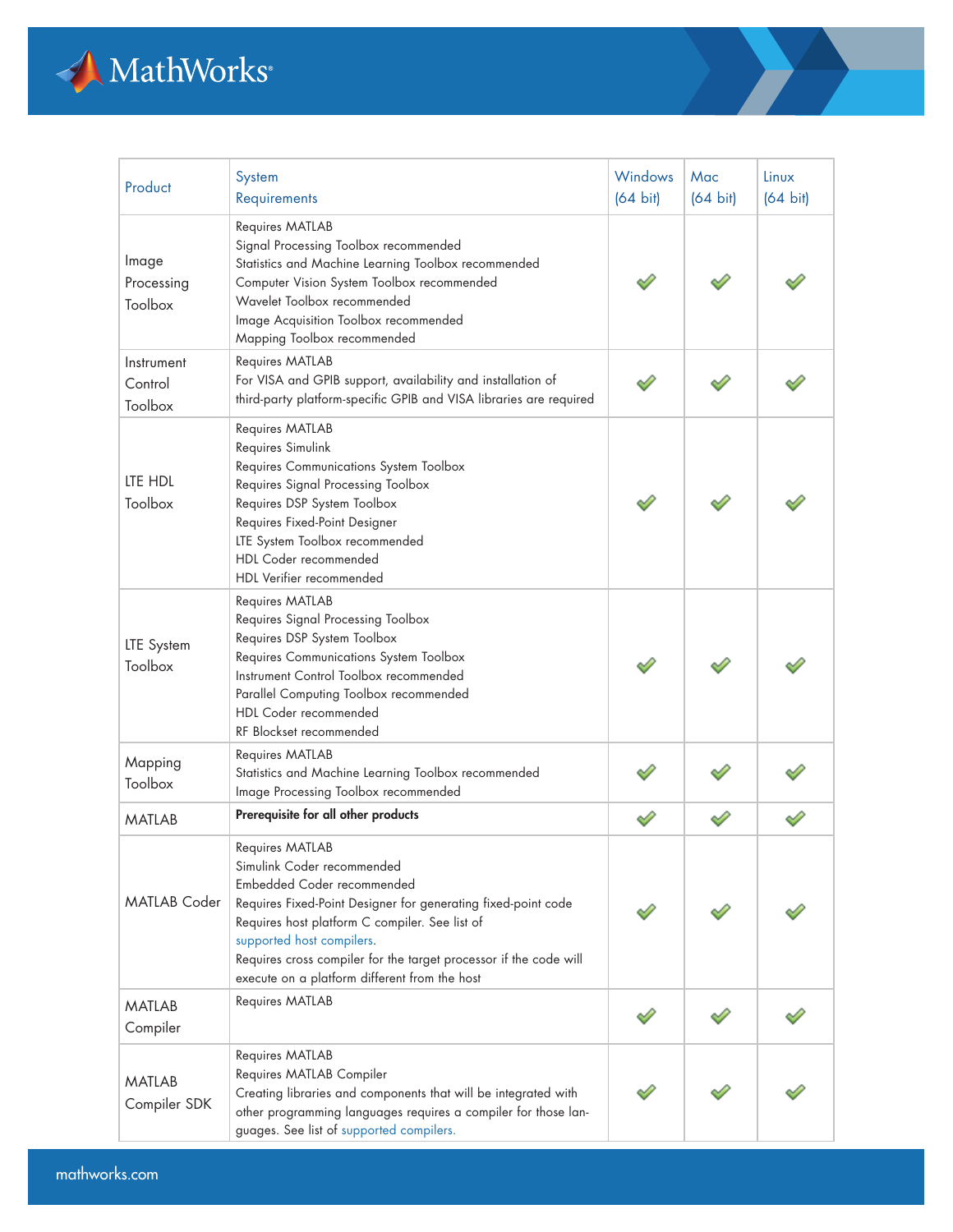| Product | System Requirements | Windows (64 bit) | Mac (64 bit) | Linux (64 bit) |
|---|---|---|---|---|
| Image Processing Toolbox | Requires MATLAB<br>Signal Processing Toolbox recommended<br>Statistics and Machine Learning Toolbox recommended<br>Computer Vision System Toolbox recommended<br>Wavelet Toolbox recommended<br>Image Acquisition Toolbox recommended<br>Mapping Toolbox recommended | ✓ | ✓ | ✓ |
| Instrument Control Toolbox | Requires MATLAB<br>For VISA and GPIB support, availability and installation of third-party platform-specific GPIB and VISA libraries are required | ✓ | ✓ | ✓ |
| LTE HDL Toolbox | Requires MATLAB<br>Requires Simulink<br>Requires Communications System Toolbox<br>Requires Signal Processing Toolbox<br>Requires DSP System Toolbox<br>Requires Fixed-Point Designer<br>LTE System Toolbox recommended<br>HDL Coder recommended<br>HDL Verifier recommended | ✓ | ✓ | ✓ |
| LTE System Toolbox | Requires MATLAB<br>Requires Signal Processing Toolbox<br>Requires DSP System Toolbox<br>Requires Communications System Toolbox<br>Instrument Control Toolbox recommended<br>Parallel Computing Toolbox recommended<br>HDL Coder recommended<br>RF Blockset recommended | ✓ | ✓ | ✓ |
| Mapping Toolbox | Requires MATLAB<br>Statistics and Machine Learning Toolbox recommended<br>Image Processing Toolbox recommended | ✓ | ✓ | ✓ |
| MATLAB | **Prerequisite for all other products** | ✓ | ✓ | ✓ |
| MATLAB Coder | Requires MATLAB<br>Simulink Coder recommended<br>Embedded Coder recommended<br>Requires Fixed-Point Designer for generating fixed-point code<br>Requires host platform C compiler. See list of supported host compilers.<br>Requires cross compiler for the target processor if the code will execute on a platform different from the host | ✓ | ✓ | ✓ |
| MATLAB Compiler | Requires MATLAB | ✓ | ✓ | ✓ |
| MATLAB Compiler SDK | Requires MATLAB<br>Requires MATLAB Compiler<br>Creating libraries and components that will be integrated with other programming languages requires a compiler for those languages. See list of supported compilers. | ✓ | ✓ | ✓ |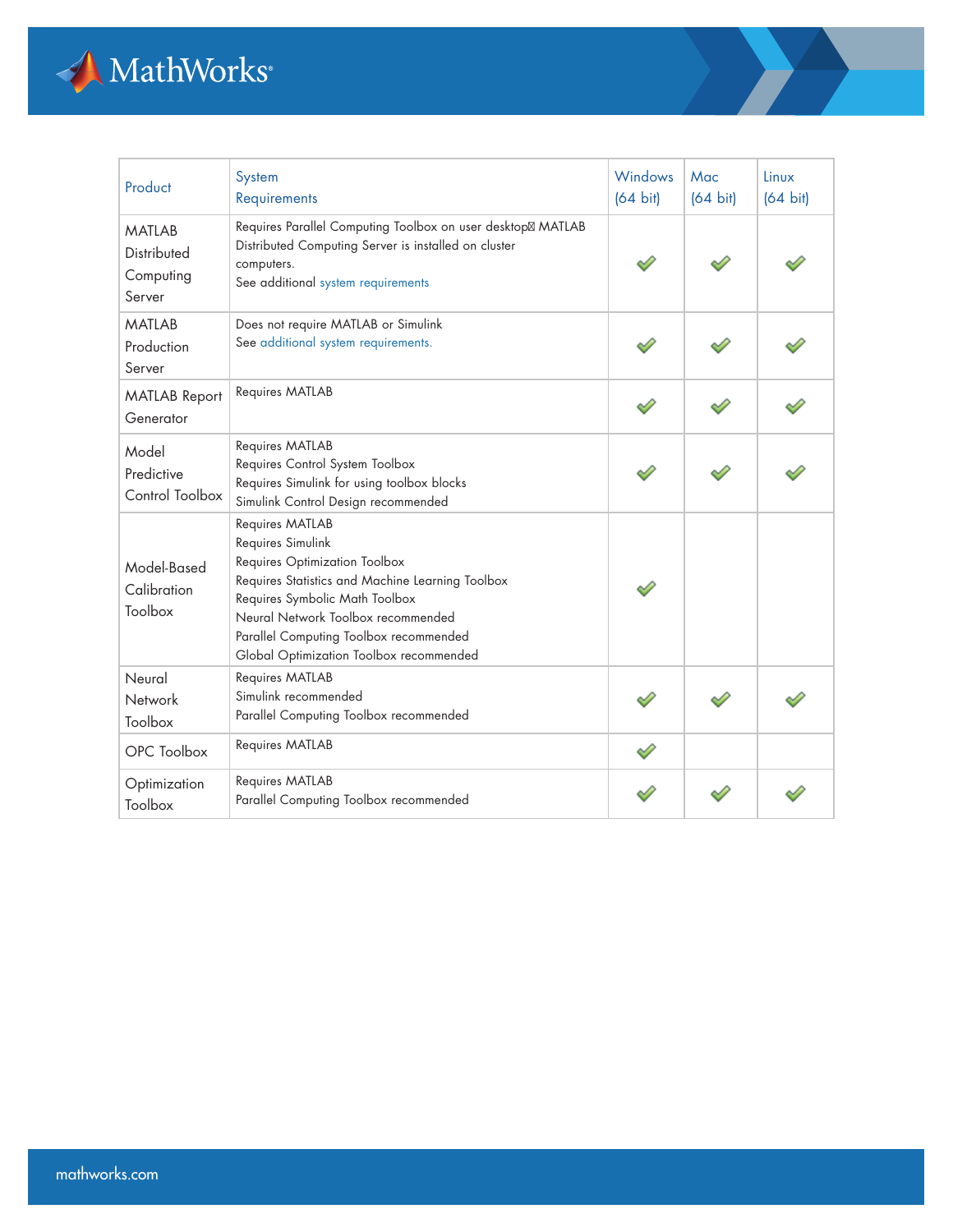| Product | System Requirements | Windows (64 bit) | Mac (64 bit) | Linux (64 bit) |
|---|---|---|---|---|
| MATLAB Distributed Computing Server | Requires Parallel Computing Toolbox on user desktop MATLAB Distributed Computing Server is installed on cluster computers.<br>See additional system requirements | ✓ | ✓ | ✓ |
| MATLAB Production Server | Does not require MATLAB or Simulink<br>See additional system requirements. | ✓ | ✓ | ✓ |
| MATLAB Report Generator | Requires MATLAB | ✓ | ✓ | ✓ |
| Model Predictive Control Toolbox | Requires MATLAB<br>Requires Control System Toolbox<br>Requires Simulink for using toolbox blocks<br>Simulink Control Design recommended | ✓ | ✓ | ✓ |
| Model-Based Calibration Toolbox | Requires MATLAB<br>Requires Simulink<br>Requires Optimization Toolbox<br>Requires Statistics and Machine Learning Toolbox<br>Requires Symbolic Math Toolbox<br>Neural Network Toolbox recommended<br>Parallel Computing Toolbox recommended<br>Global Optimization Toolbox recommended | ✓ | | |
| Neural Network Toolbox | Requires MATLAB<br>Simulink recommended<br>Parallel Computing Toolbox recommended | ✓ | ✓ | ✓ |
| OPC Toolbox | Requires MATLAB | ✓ | | |
| Optimization Toolbox | Requires MATLAB<br>Parallel Computing Toolbox recommended | ✓ | ✓ | ✓ |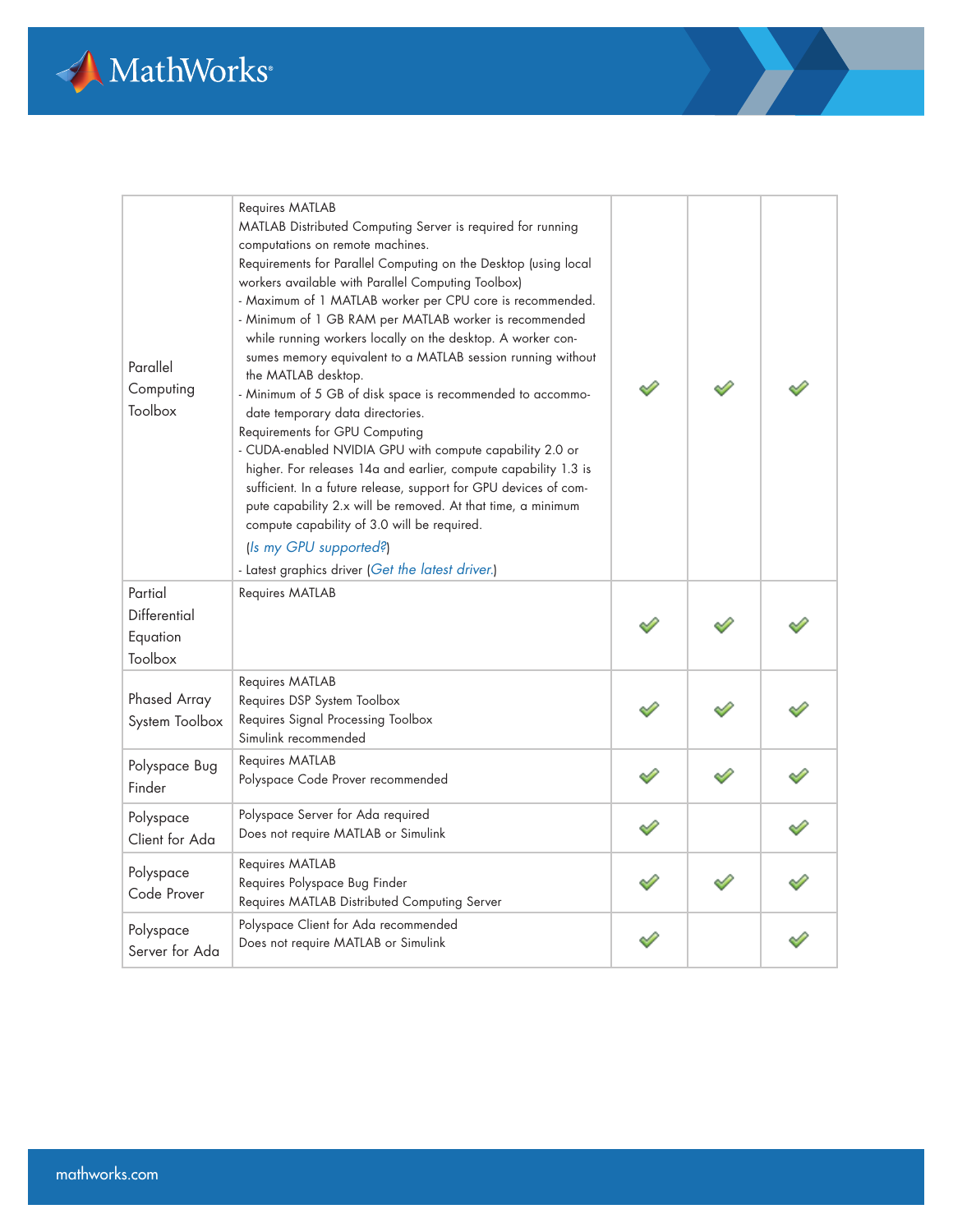| | | | | |
|---|---|---|---|---|
| Parallel Computing Toolbox | Requires MATLAB<br>MATLAB Distributed Computing Server is required for running computations on remote machines.<br>Requirements for Parallel Computing on the Desktop (using local workers available with Parallel Computing Toolbox)<br>- Maximum of 1 MATLAB worker per CPU core is recommended.<br>- Minimum of 1 GB RAM per MATLAB worker is recommended while running workers locally on the desktop. A worker consumes memory equivalent to a MATLAB session running without the MATLAB desktop.<br>- Minimum of 5 GB of disk space is recommended to accommodate temporary data directories.<br>Requirements for GPU Computing<br>- CUDA-enabled NVIDIA GPU with compute capability 2.0 or higher. For releases 14a and earlier, compute capability 1.3 is sufficient. In a future release, support for GPU devices of compute capability 2.x will be removed. At that time, a minimum compute capability of 3.0 will be required.<br>(*Is my GPU supported?*)<br>- Latest graphics driver (*Get the latest driver.*) | ✔ | ✔ | ✔ |
| Partial Differential Equation Toolbox | Requires MATLAB | ✔ | ✔ | ✔ |
| Phased Array System Toolbox | Requires MATLAB<br>Requires DSP System Toolbox<br>Requires Signal Processing Toolbox<br>Simulink recommended | ✔ | ✔ | ✔ |
| Polyspace Bug Finder | Requires MATLAB<br>Polyspace Code Prover recommended | ✔ | ✔ | ✔ |
| Polyspace Client for Ada | Polyspace Server for Ada required<br>Does not require MATLAB or Simulink | ✔ | | ✔ |
| Polyspace Code Prover | Requires MATLAB<br>Requires Polyspace Bug Finder<br>Requires MATLAB Distributed Computing Server | ✔ | ✔ | ✔ |
| Polyspace Server for Ada | Polyspace Client for Ada recommended<br>Does not require MATLAB or Simulink | ✔ | | ✔ |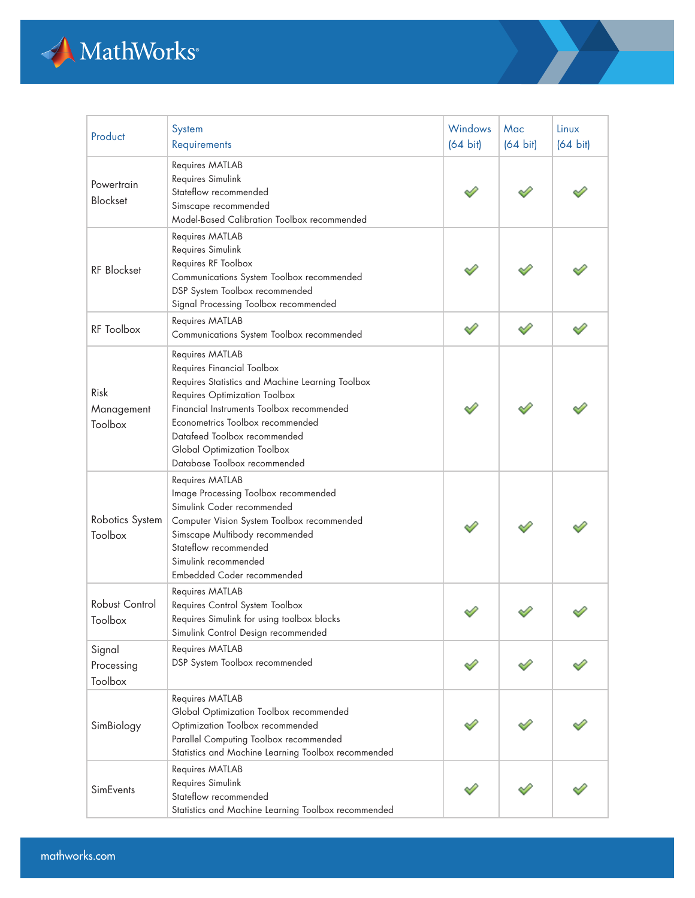| Product | System Requirements | Windows (64 bit) | Mac (64 bit) | Linux (64 bit) |
|---|---|---|---|---|
| Powertrain Blockset | Requires MATLAB<br>Requires Simulink<br>Stateflow recommended<br>Simscape recommended<br>Model-Based Calibration Toolbox recommended | ✔ | ✔ | ✔ |
| RF Blockset | Requires MATLAB<br>Requires Simulink<br>Requires RF Toolbox<br>Communications System Toolbox recommended<br>DSP System Toolbox recommended<br>Signal Processing Toolbox recommended | ✔ | ✔ | ✔ |
| RF Toolbox | Requires MATLAB<br>Communications System Toolbox recommended | ✔ | ✔ | ✔ |
| Risk Management Toolbox | Requires MATLAB<br>Requires Financial Toolbox<br>Requires Statistics and Machine Learning Toolbox<br>Requires Optimization Toolbox<br>Financial Instruments Toolbox recommended<br>Econometrics Toolbox recommended<br>Datafeed Toolbox recommended<br>Global Optimization Toolbox<br>Database Toolbox recommended | ✔ | ✔ | ✔ |
| Robotics System Toolbox | Requires MATLAB<br>Image Processing Toolbox recommended<br>Simulink Coder recommended<br>Computer Vision System Toolbox recommended<br>Simscape Multibody recommended<br>Stateflow recommended<br>Simulink recommended<br>Embedded Coder recommended | ✔ | ✔ | ✔ |
| Robust Control Toolbox | Requires MATLAB<br>Requires Control System Toolbox<br>Requires Simulink for using toolbox blocks<br>Simulink Control Design recommended | ✔ | ✔ | ✔ |
| Signal Processing Toolbox | Requires MATLAB<br>DSP System Toolbox recommended | ✔ | ✔ | ✔ |
| SimBiology | Requires MATLAB<br>Global Optimization Toolbox recommended<br>Optimization Toolbox recommended<br>Parallel Computing Toolbox recommended<br>Statistics and Machine Learning Toolbox recommended | ✔ | ✔ | ✔ |
| SimEvents | Requires MATLAB<br>Requires Simulink<br>Stateflow recommended<br>Statistics and Machine Learning Toolbox recommended | ✔ | ✔ | ✔ |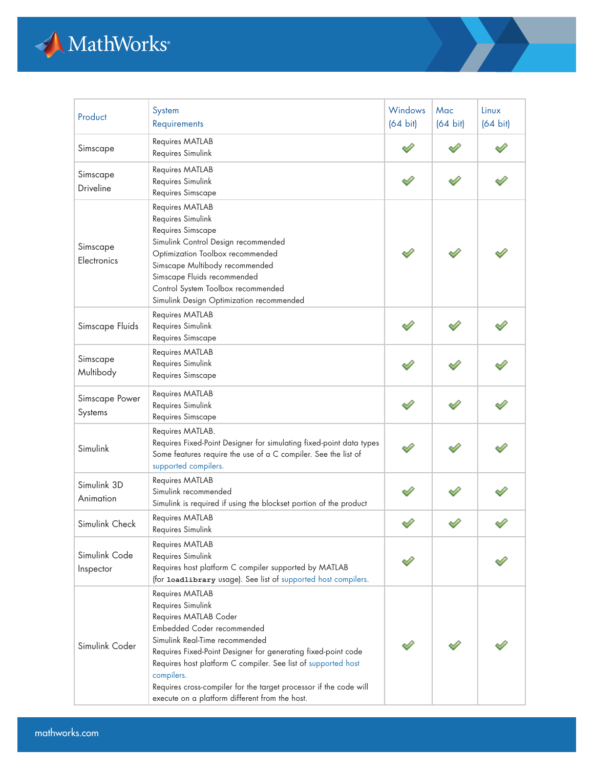| Product | System Requirements | Windows (64 bit) | Mac (64 bit) | Linux (64 bit) |
|---|---|---|---|---|
| Simscape | Requires MATLAB<br>Requires Simulink | ✓ | ✓ | ✓ |
| Simscape Driveline | Requires MATLAB<br>Requires Simulink<br>Requires Simscape | ✓ | ✓ | ✓ |
| Simscape Electronics | Requires MATLAB<br>Requires Simulink<br>Requires Simscape<br>Simulink Control Design recommended<br>Optimization Toolbox recommended<br>Simscape Multibody recommended<br>Simscape Fluids recommended<br>Control System Toolbox recommended<br>Simulink Design Optimization recommended | ✓ | ✓ | ✓ |
| Simscape Fluids | Requires MATLAB<br>Requires Simulink<br>Requires Simscape | ✓ | ✓ | ✓ |
| Simscape Multibody | Requires MATLAB<br>Requires Simulink<br>Requires Simscape | ✓ | ✓ | ✓ |
| Simscape Power Systems | Requires MATLAB<br>Requires Simulink<br>Requires Simscape | ✓ | ✓ | ✓ |
| Simulink | Requires MATLAB.<br>Requires Fixed-Point Designer for simulating fixed-point data types<br>Some features require the use of a C compiler. See the list of supported compilers. | ✓ | ✓ | ✓ |
| Simulink 3D Animation | Requires MATLAB<br>Simulink recommended<br>Simulink is required if using the blockset portion of the product | ✓ | ✓ | ✓ |
| Simulink Check | Requires MATLAB<br>Requires Simulink | ✓ | ✓ | ✓ |
| Simulink Code Inspector | Requires MATLAB<br>Requires Simulink<br>Requires host platform C compiler supported by MATLAB (for `loadlibrary` usage). See list of supported host compilers. | ✓ | | ✓ |
| Simulink Coder | Requires MATLAB<br>Requires Simulink<br>Requires MATLAB Coder<br>Embedded Coder recommended<br>Simulink Real-Time recommended<br>Requires Fixed-Point Designer for generating fixed-point code<br>Requires host platform C compiler. See list of supported host compilers.<br>Requires cross-compiler for the target processor if the code will execute on a platform different from the host. | ✓ | ✓ | ✓ |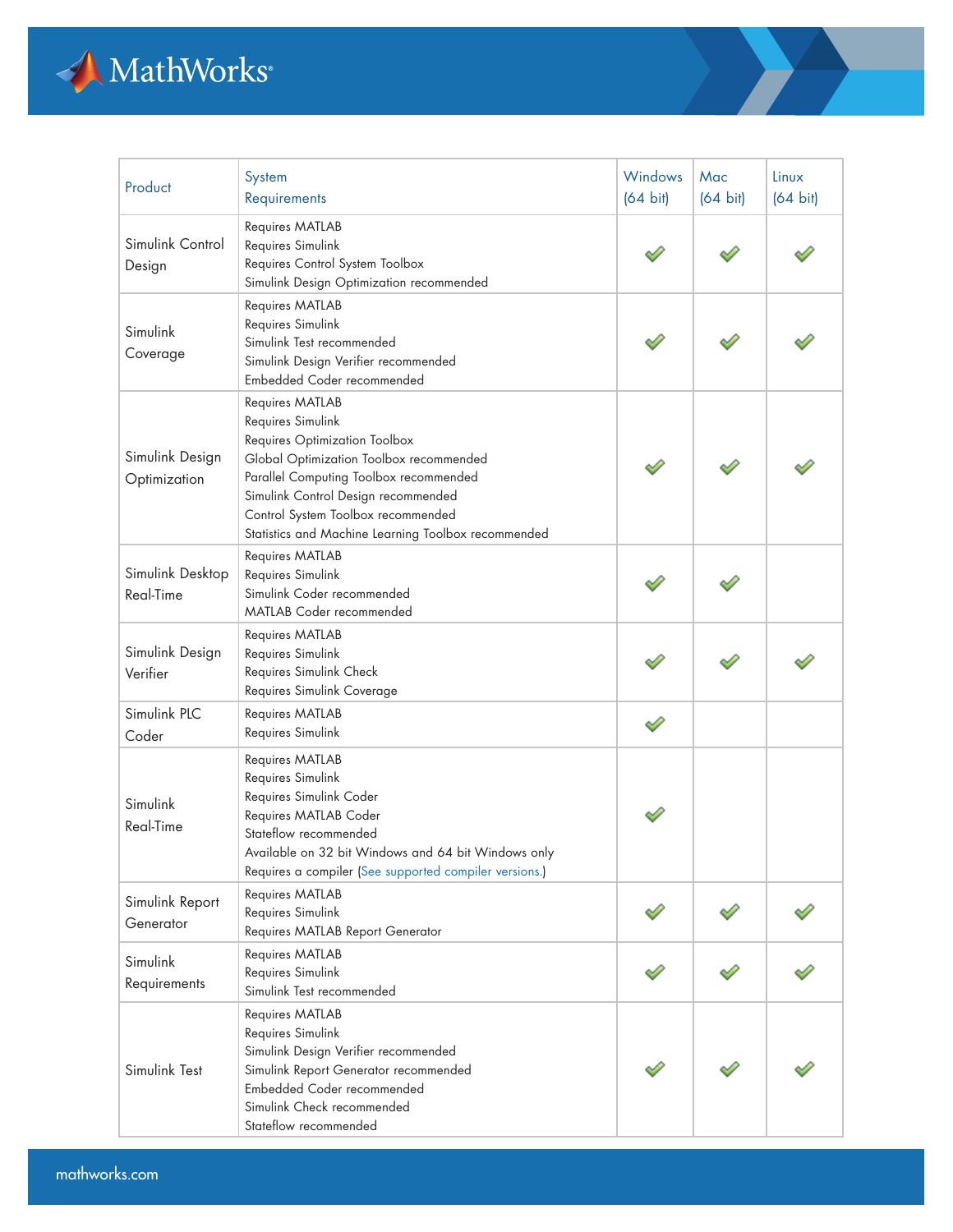| Product | System Requirements | Windows (64 bit) | Mac (64 bit) | Linux (64 bit) |
|---|---|---|---|---|
| Simulink Control Design | Requires MATLAB<br>Requires Simulink<br>Requires Control System Toolbox<br>Simulink Design Optimization recommended | ✓ | ✓ | ✓ |
| Simulink Coverage | Requires MATLAB<br>Requires Simulink<br>Simulink Test recommended<br>Simulink Design Verifier recommended<br>Embedded Coder recommended | ✓ | ✓ | ✓ |
| Simulink Design Optimization | Requires MATLAB<br>Requires Simulink<br>Requires Optimization Toolbox<br>Global Optimization Toolbox recommended<br>Parallel Computing Toolbox recommended<br>Simulink Control Design recommended<br>Control System Toolbox recommended<br>Statistics and Machine Learning Toolbox recommended | ✓ | ✓ | ✓ |
| Simulink Desktop Real-Time | Requires MATLAB<br>Requires Simulink<br>Simulink Coder recommended<br>MATLAB Coder recommended | ✓ | ✓ | |
| Simulink Design Verifier | Requires MATLAB<br>Requires Simulink<br>Requires Simulink Check<br>Requires Simulink Coverage | ✓ | ✓ | ✓ |
| Simulink PLC Coder | Requires MATLAB<br>Requires Simulink | ✓ | | |
| Simulink Real-Time | Requires MATLAB<br>Requires Simulink<br>Requires Simulink Coder<br>Requires MATLAB Coder<br>Stateflow recommended<br>Available on 32 bit Windows and 64 bit Windows only<br>Requires a compiler (See supported compiler versions.) | ✓ | | |
| Simulink Report Generator | Requires MATLAB<br>Requires Simulink<br>Requires MATLAB Report Generator | ✓ | ✓ | ✓ |
| Simulink Requirements | Requires MATLAB<br>Requires Simulink<br>Simulink Test recommended | ✓ | ✓ | ✓ |
| Simulink Test | Requires MATLAB<br>Requires Simulink<br>Simulink Design Verifier recommended<br>Simulink Report Generator recommended<br>Embedded Coder recommended<br>Simulink Check recommended<br>Stateflow recommended | ✓ | ✓ | ✓ |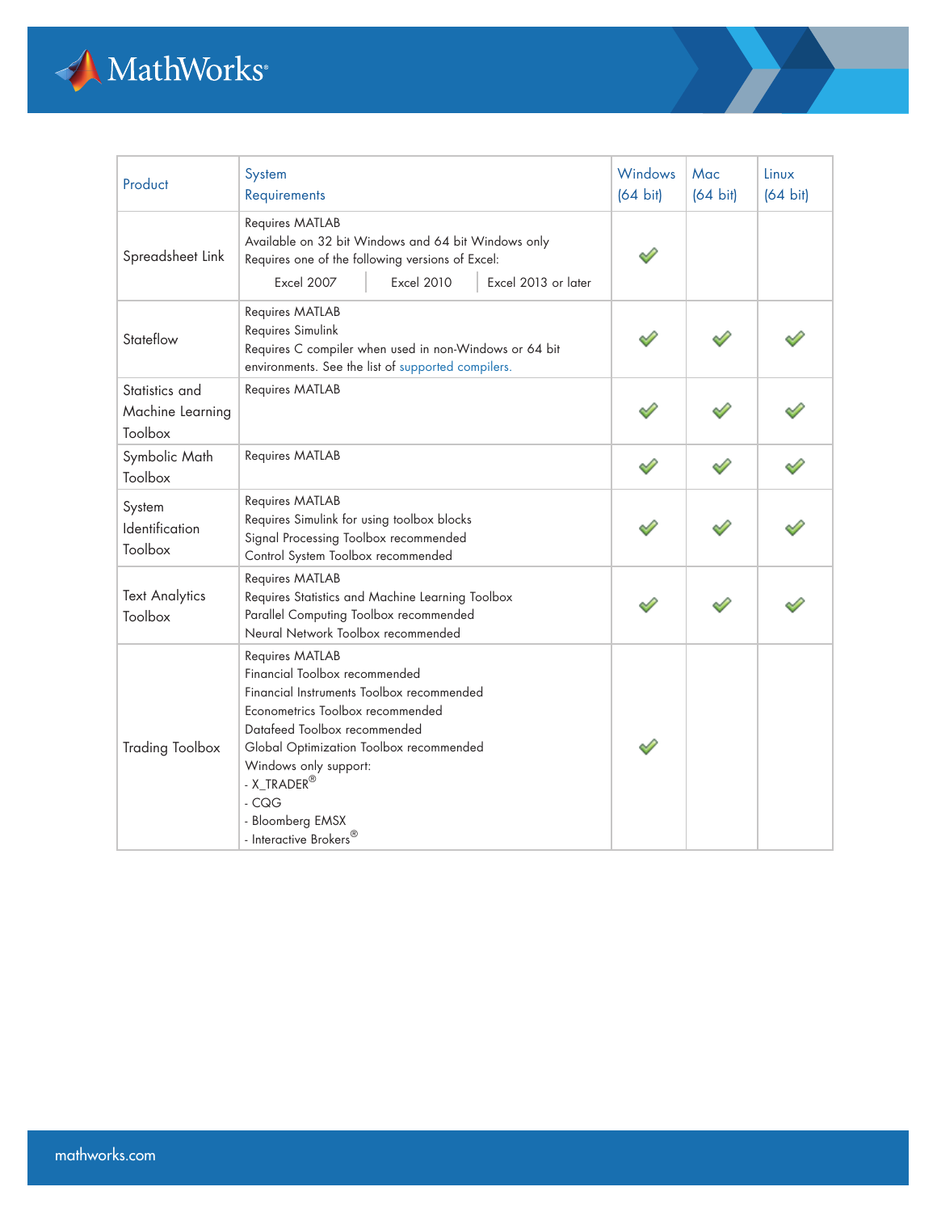| Product | System Requirements | Windows (64 bit) | Mac (64 bit) | Linux (64 bit) |
|---|---|---|---|---|
| Spreadsheet Link | Requires MATLAB<br>Available on 32 bit Windows and 64 bit Windows only<br>Requires one of the following versions of Excel:<br>Excel 2007 \| Excel 2010 \| Excel 2013 or later | ✓ | | |
| Stateflow | Requires MATLAB<br>Requires Simulink<br>Requires C compiler when used in non-Windows or 64 bit environments. See the list of supported compilers. | ✓ | ✓ | ✓ |
| Statistics and Machine Learning Toolbox | Requires MATLAB | ✓ | ✓ | ✓ |
| Symbolic Math Toolbox | Requires MATLAB | ✓ | ✓ | ✓ |
| System Identification Toolbox | Requires MATLAB<br>Requires Simulink for using toolbox blocks<br>Signal Processing Toolbox recommended<br>Control System Toolbox recommended | ✓ | ✓ | ✓ |
| Text Analytics Toolbox | Requires MATLAB<br>Requires Statistics and Machine Learning Toolbox<br>Parallel Computing Toolbox recommended<br>Neural Network Toolbox recommended | ✓ | ✓ | ✓ |
| Trading Toolbox | Requires MATLAB<br>Financial Toolbox recommended<br>Financial Instruments Toolbox recommended<br>Econometrics Toolbox recommended<br>Datafeed Toolbox recommended<br>Global Optimization Toolbox recommended<br>Windows only support:<br>- X_TRADER®<br>- CQG<br>- Bloomberg EMSX<br>- Interactive Brokers® | ✓ | | |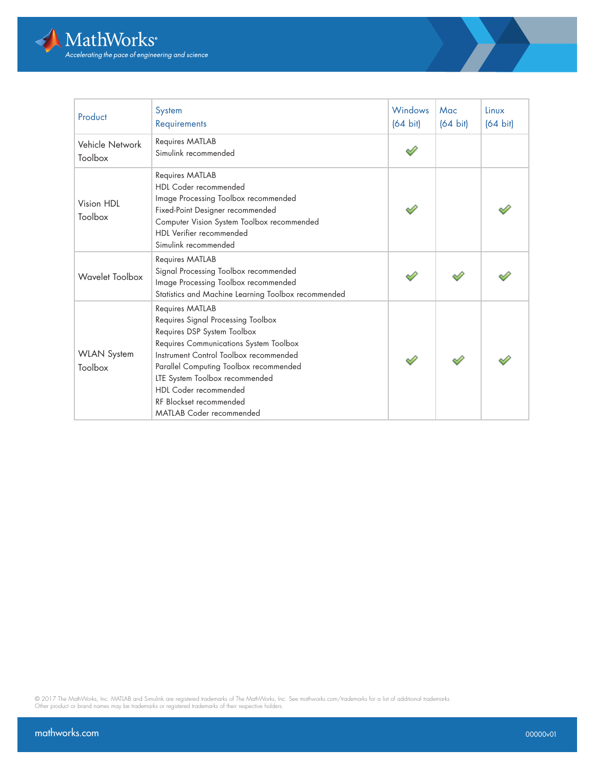| Product | System Requirements | Windows (64 bit) | Mac (64 bit) | Linux (64 bit) |
|---|---|---|---|---|
| Vehicle Network Toolbox | Requires MATLAB<br>Simulink recommended | ✓ | | |
| Vision HDL Toolbox | Requires MATLAB<br>HDL Coder recommended<br>Image Processing Toolbox recommended<br>Fixed-Point Designer recommended<br>Computer Vision System Toolbox recommended<br>HDL Verifier recommended<br>Simulink recommended | ✓ | | ✓ |
| Wavelet Toolbox | Requires MATLAB<br>Signal Processing Toolbox recommended<br>Image Processing Toolbox recommended<br>Statistics and Machine Learning Toolbox recommended | ✓ | ✓ | ✓ |
| WLAN System Toolbox | Requires MATLAB<br>Requires Signal Processing Toolbox<br>Requires DSP System Toolbox<br>Requires Communications System Toolbox<br>Instrument Control Toolbox recommended<br>Parallel Computing Toolbox recommended<br>LTE System Toolbox recommended<br>HDL Coder recommended<br>RF Blockset recommended<br>MATLAB Coder recommended | ✓ | ✓ | ✓ |

© 2017 The MathWorks, Inc. MATLAB and Simulink are registered trademarks of The MathWorks, Inc. See mathworks.com/trademarks for a list of additional trademarks. Other product or brand names may be trademarks or registered trademarks of their respective holders.

mathworks.com

00000v01